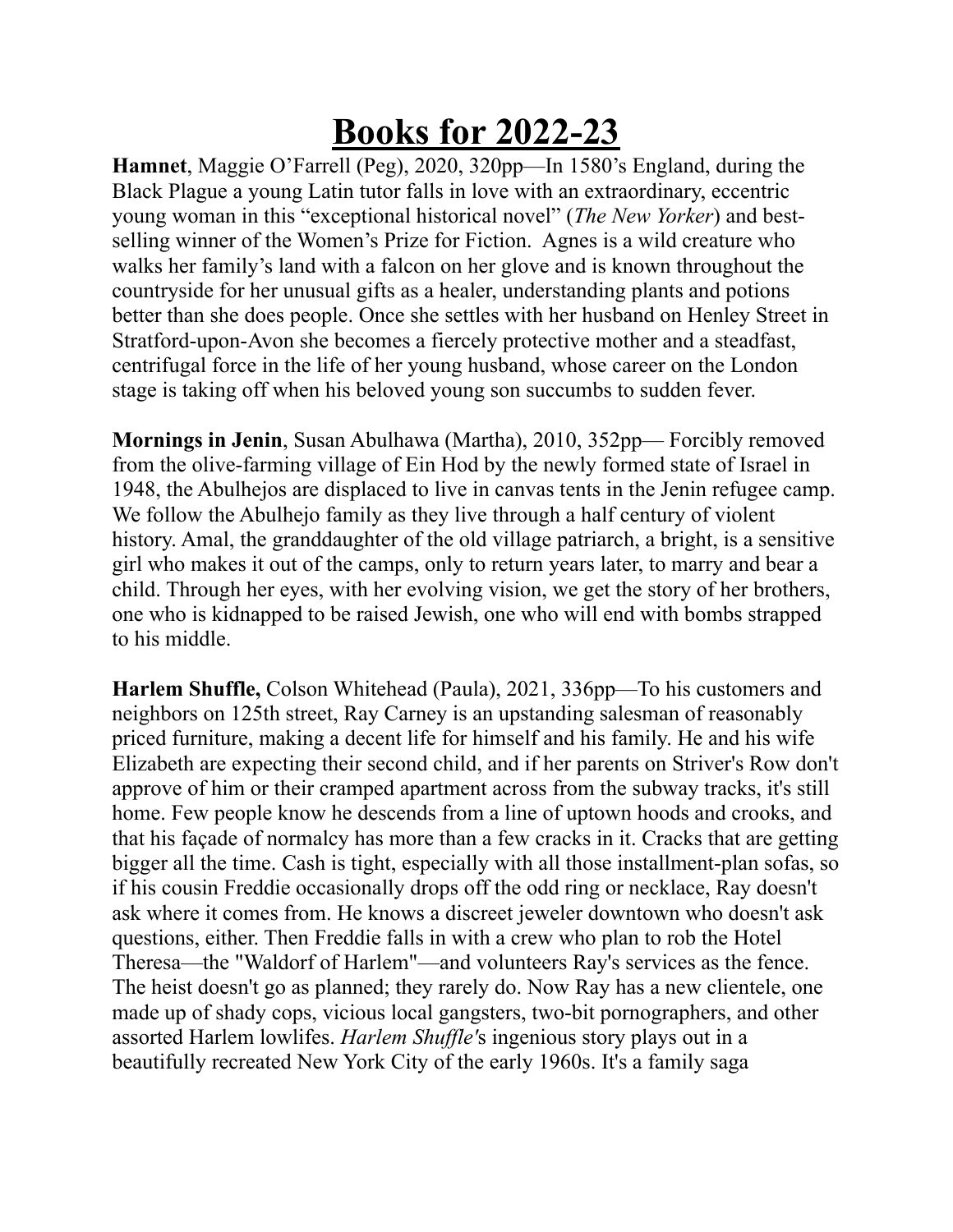# Books for 2022-23

**Hamnet**, Maggie O'Farrell (Peg), 2020, 320pp—In 1580's England, during the Black Plague a young Latin tutor falls in love with an extraordinary, eccentric young woman in this "exceptional historical novel" (*The New Yorker*) and best-selling winner of the Women's Prize for Fiction. Agnes is a wild creature who walks her family's land with a falcon on her glove and is known throughout the countryside for her unusual gifts as a healer, understanding plants and potions better than she does people. Once she settles with her husband on Henley Street in Stratford-upon-Avon she becomes a fiercely protective mother and a steadfast, centrifugal force in the life of her young husband, whose career on the London stage is taking off when his beloved young son succumbs to sudden fever.

**Mornings in Jenin**, Susan Abulhawa (Martha), 2010, 352pp— Forcibly removed from the olive-farming village of Ein Hod by the newly formed state of Israel in 1948, the Abulhejos are displaced to live in canvas tents in the Jenin refugee camp. We follow the Abulhejo family as they live through a half century of violent history. Amal, the granddaughter of the old village patriarch, a bright, is a sensitive girl who makes it out of the camps, only to return years later, to marry and bear a child. Through her eyes, with her evolving vision, we get the story of her brothers, one who is kidnapped to be raised Jewish, one who will end with bombs strapped to his middle.

**Harlem Shuffle,** Colson Whitehead (Paula), 2021, 336pp—To his customers and neighbors on 125th street, Ray Carney is an upstanding salesman of reasonably priced furniture, making a decent life for himself and his family. He and his wife Elizabeth are expecting their second child, and if her parents on Striver's Row don't approve of him or their cramped apartment across from the subway tracks, it's still home. Few people know he descends from a line of uptown hoods and crooks, and that his façade of normalcy has more than a few cracks in it. Cracks that are getting bigger all the time. Cash is tight, especially with all those installment-plan sofas, so if his cousin Freddie occasionally drops off the odd ring or necklace, Ray doesn't ask where it comes from. He knows a discreet jeweler downtown who doesn't ask questions, either. Then Freddie falls in with a crew who plan to rob the Hotel Theresa—the "Waldorf of Harlem"—and volunteers Ray's services as the fence. The heist doesn't go as planned; they rarely do. Now Ray has a new clientele, one made up of shady cops, vicious local gangsters, two-bit pornographers, and other assorted Harlem lowlifes. *Harlem Shuffle*'s ingenious story plays out in a beautifully recreated New York City of the early 1960s. It's a family saga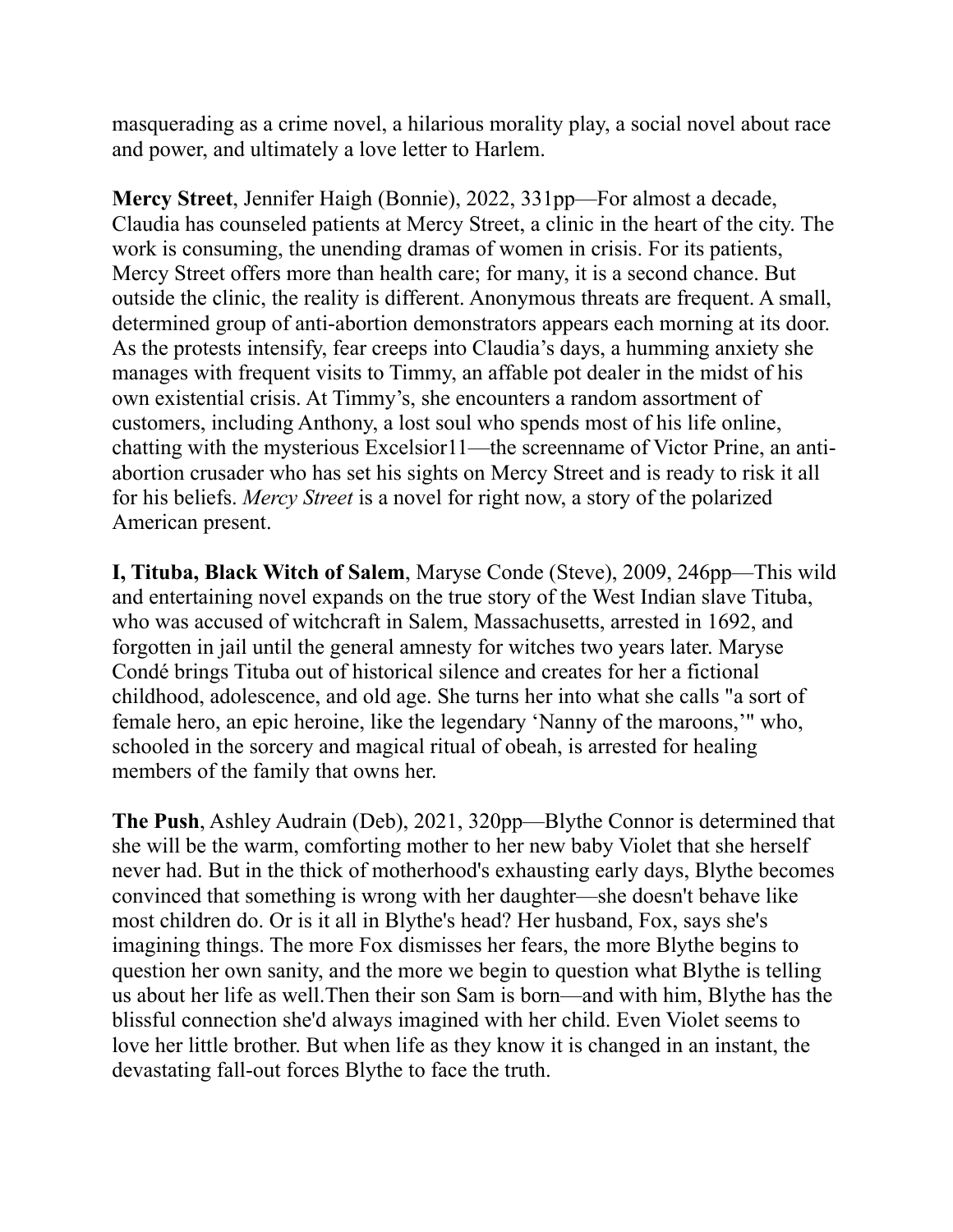masquerading as a crime novel, a hilarious morality play, a social novel about race and power, and ultimately a love letter to Harlem.

**Mercy Street**, Jennifer Haigh (Bonnie), 2022, 331pp—For almost a decade, Claudia has counseled patients at Mercy Street, a clinic in the heart of the city. The work is consuming, the unending dramas of women in crisis. For its patients, Mercy Street offers more than health care; for many, it is a second chance. But outside the clinic, the reality is different. Anonymous threats are frequent. A small, determined group of anti-abortion demonstrators appears each morning at its door. As the protests intensify, fear creeps into Claudia's days, a humming anxiety she manages with frequent visits to Timmy, an affable pot dealer in the midst of his own existential crisis. At Timmy's, she encounters a random assortment of customers, including Anthony, a lost soul who spends most of his life online, chatting with the mysterious Excelsior11—the screenname of Victor Prine, an anti-abortion crusader who has set his sights on Mercy Street and is ready to risk it all for his beliefs. *Mercy Street* is a novel for right now, a story of the polarized American present.

**I, Tituba, Black Witch of Salem**, Maryse Conde (Steve), 2009, 246pp—This wild and entertaining novel expands on the true story of the West Indian slave Tituba, who was accused of witchcraft in Salem, Massachusetts, arrested in 1692, and forgotten in jail until the general amnesty for witches two years later. Maryse Condé brings Tituba out of historical silence and creates for her a fictional childhood, adolescence, and old age. She turns her into what she calls "a sort of female hero, an epic heroine, like the legendary 'Nanny of the maroons,'" who, schooled in the sorcery and magical ritual of obeah, is arrested for healing members of the family that owns her.

**The Push**, Ashley Audrain (Deb), 2021, 320pp—Blythe Connor is determined that she will be the warm, comforting mother to her new baby Violet that she herself never had. But in the thick of motherhood's exhausting early days, Blythe becomes convinced that something is wrong with her daughter—she doesn't behave like most children do. Or is it all in Blythe's head? Her husband, Fox, says she's imagining things. The more Fox dismisses her fears, the more Blythe begins to question her own sanity, and the more we begin to question what Blythe is telling us about her life as well.Then their son Sam is born—and with him, Blythe has the blissful connection she'd always imagined with her child. Even Violet seems to love her little brother. But when life as they know it is changed in an instant, the devastating fall-out forces Blythe to face the truth.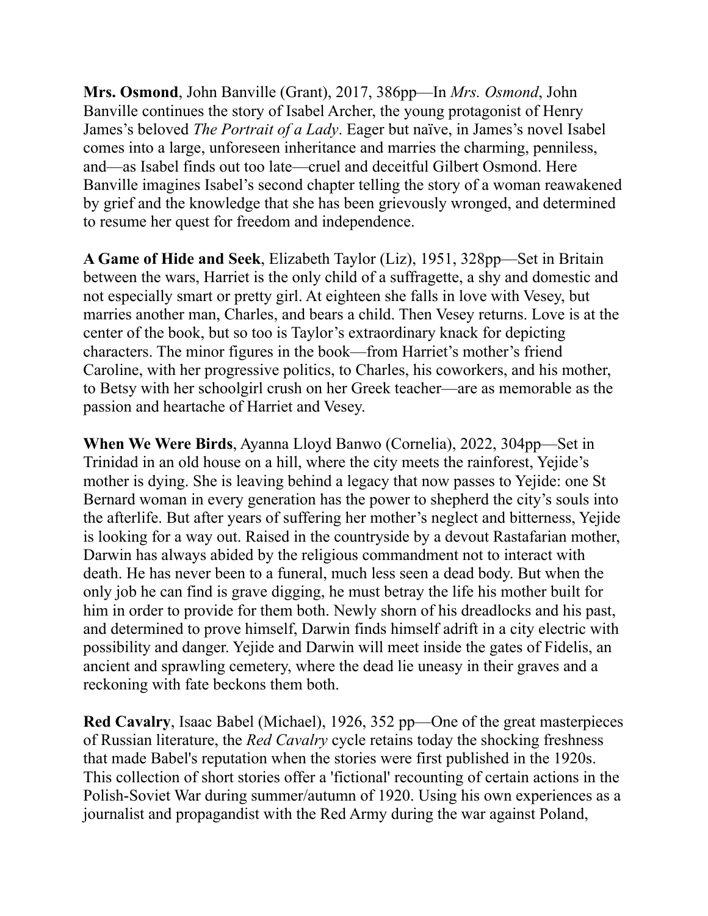**Mrs. Osmond**, John Banville (Grant), 2017, 386pp—In *Mrs. Osmond*, John Banville continues the story of Isabel Archer, the young protagonist of Henry James's beloved *The Portrait of a Lady*. Eager but naïve, in James's novel Isabel comes into a large, unforeseen inheritance and marries the charming, penniless, and—as Isabel finds out too late—cruel and deceitful Gilbert Osmond. Here Banville imagines Isabel's second chapter telling the story of a woman reawakened by grief and the knowledge that she has been grievously wronged, and determined to resume her quest for freedom and independence.

**A Game of Hide and Seek**, Elizabeth Taylor (Liz), 1951, 328pp—Set in Britain between the wars, Harriet is the only child of a suffragette, a shy and domestic and not especially smart or pretty girl. At eighteen she falls in love with Vesey, but marries another man, Charles, and bears a child. Then Vesey returns. Love is at the center of the book, but so too is Taylor's extraordinary knack for depicting characters. The minor figures in the book—from Harriet's mother's friend Caroline, with her progressive politics, to Charles, his coworkers, and his mother, to Betsy with her schoolgirl crush on her Greek teacher—are as memorable as the passion and heartache of Harriet and Vesey.

**When We Were Birds**, Ayanna Lloyd Banwo (Cornelia), 2022, 304pp—Set in Trinidad in an old house on a hill, where the city meets the rainforest, Yejide's mother is dying. She is leaving behind a legacy that now passes to Yejide: one St Bernard woman in every generation has the power to shepherd the city's souls into the afterlife. But after years of suffering her mother's neglect and bitterness, Yejide is looking for a way out. Raised in the countryside by a devout Rastafarian mother, Darwin has always abided by the religious commandment not to interact with death. He has never been to a funeral, much less seen a dead body. But when the only job he can find is grave digging, he must betray the life his mother built for him in order to provide for them both. Newly shorn of his dreadlocks and his past, and determined to prove himself, Darwin finds himself adrift in a city electric with possibility and danger. Yejide and Darwin will meet inside the gates of Fidelis, an ancient and sprawling cemetery, where the dead lie uneasy in their graves and a reckoning with fate beckons them both.

**Red Cavalry**, Isaac Babel (Michael), 1926, 352 pp—One of the great masterpieces of Russian literature, the *Red Cavalry* cycle retains today the shocking freshness that made Babel's reputation when the stories were first published in the 1920s. This collection of short stories offer a 'fictional' recounting of certain actions in the Polish-Soviet War during summer/autumn of 1920. Using his own experiences as a journalist and propagandist with the Red Army during the war against Poland,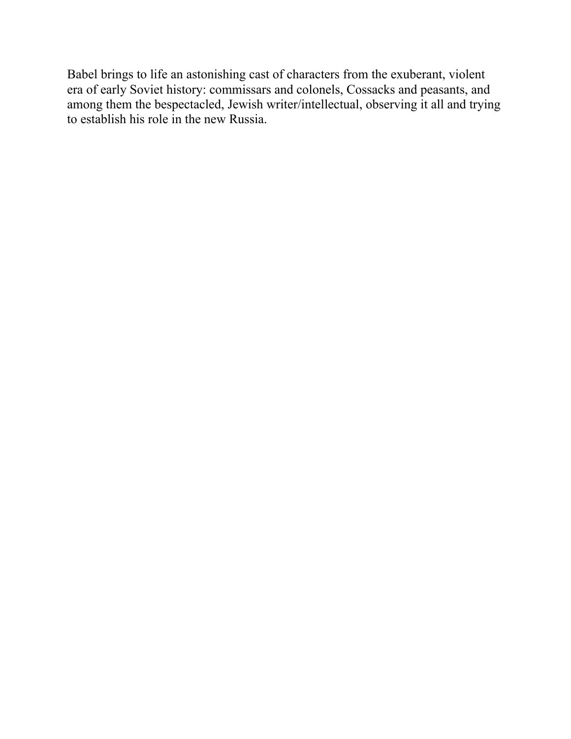Babel brings to life an astonishing cast of characters from the exuberant, violent era of early Soviet history: commissars and colonels, Cossacks and peasants, and among them the bespectacled, Jewish writer/intellectual, observing it all and trying to establish his role in the new Russia.